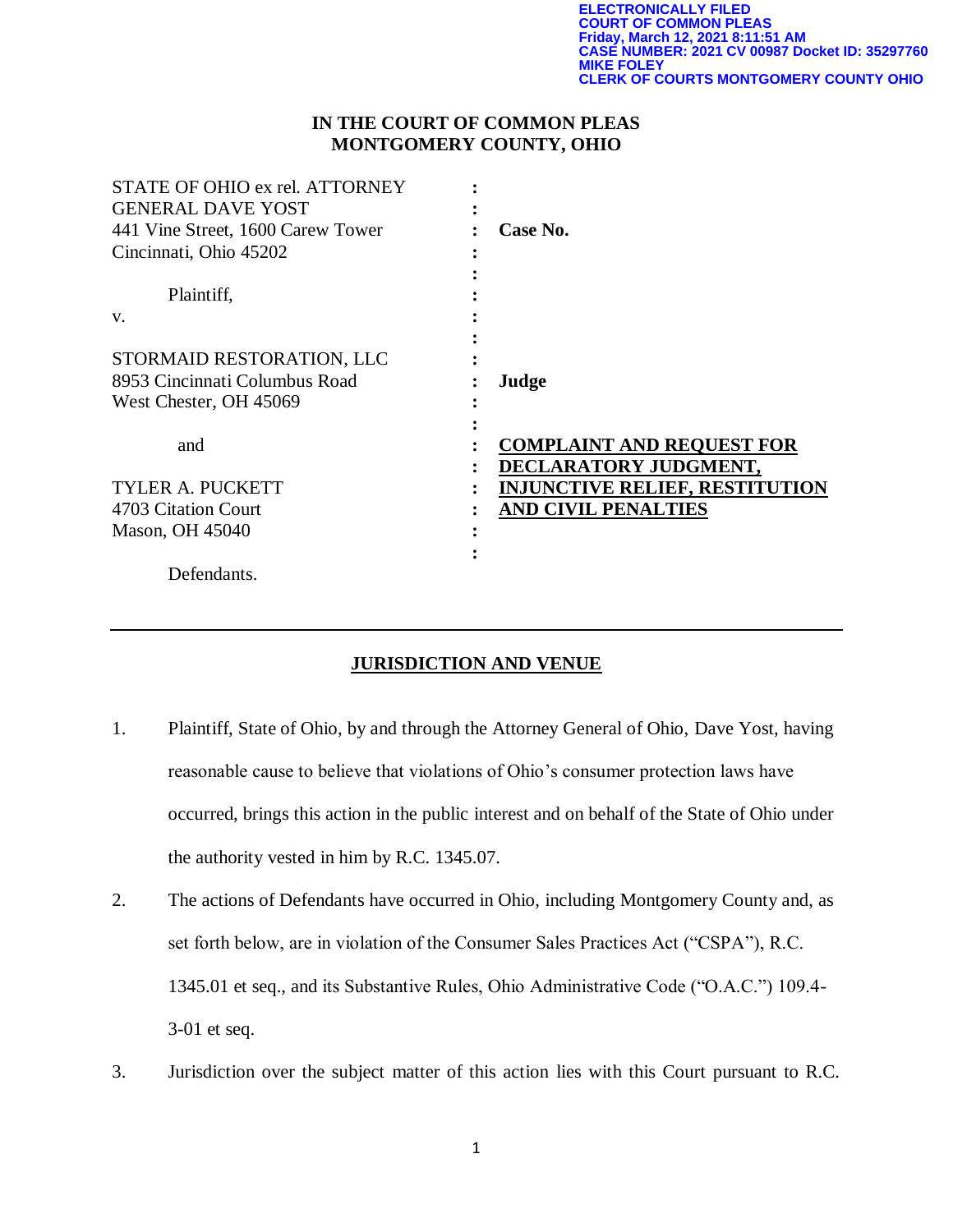ELECTRONICALLY FILED
COURT OF COMMON PLEAS
Friday, March 12, 2021 8:11:51 AM
CASE NUMBER: 2021 CV 00987 Docket ID: 35297760
MIKE FOLEY
CLERK OF COURTS MONTGOMERY COUNTY OHIO

**IN THE COURT OF COMMON PLEAS**
**MONTGOMERY COUNTY, OHIO**

| | | |
|---|---|---|
| STATE OF OHIO ex rel. ATTORNEY GENERAL DAVE YOST<br>441 Vine Street, 1600 Carew Tower<br>Cincinnati, Ohio 45202 | : | **Case No.** |
| Plaintiff, | : | |
| v. | : | |
| STORMAID RESTORATION, LLC<br>8953 Cincinnati Columbus Road<br>West Chester, OH 45069 | : | **Judge** |
| and | : | **COMPLAINT AND REQUEST FOR DECLARATORY JUDGMENT, INJUNCTIVE RELIEF, RESTITUTION AND CIVIL PENALTIES** |
| TYLER A. PUCKETT<br>4703 Citation Court<br>Mason, OH 45040 | : | |
| Defendants. | | |

---

## JURISDICTION AND VENUE

1. Plaintiff, State of Ohio, by and through the Attorney General of Ohio, Dave Yost, having reasonable cause to believe that violations of Ohio's consumer protection laws have occurred, brings this action in the public interest and on behalf of the State of Ohio under the authority vested in him by R.C. 1345.07.

2. The actions of Defendants have occurred in Ohio, including Montgomery County and, as set forth below, are in violation of the Consumer Sales Practices Act ("CSPA"), R.C. 1345.01 et seq., and its Substantive Rules, Ohio Administrative Code ("O.A.C.") 109.4-3-01 et seq.

3. Jurisdiction over the subject matter of this action lies with this Court pursuant to R.C.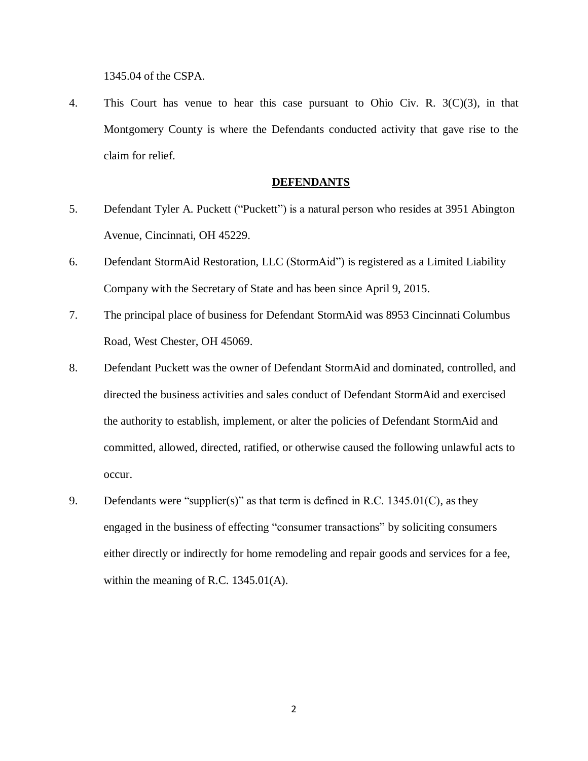1345.04 of the CSPA.

4. This Court has venue to hear this case pursuant to Ohio Civ. R. 3(C)(3), in that Montgomery County is where the Defendants conducted activity that gave rise to the claim for relief.

## **DEFENDANTS**

5. Defendant Tyler A. Puckett ("Puckett") is a natural person who resides at 3951 Abington Avenue, Cincinnati, OH 45229.

6. Defendant StormAid Restoration, LLC (StormAid") is registered as a Limited Liability Company with the Secretary of State and has been since April 9, 2015.

7. The principal place of business for Defendant StormAid was 8953 Cincinnati Columbus Road, West Chester, OH 45069.

8. Defendant Puckett was the owner of Defendant StormAid and dominated, controlled, and directed the business activities and sales conduct of Defendant StormAid and exercised the authority to establish, implement, or alter the policies of Defendant StormAid and committed, allowed, directed, ratified, or otherwise caused the following unlawful acts to occur.

9. Defendants were "supplier(s)" as that term is defined in R.C. 1345.01(C), as they engaged in the business of effecting "consumer transactions" by soliciting consumers either directly or indirectly for home remodeling and repair goods and services for a fee, within the meaning of R.C. 1345.01(A).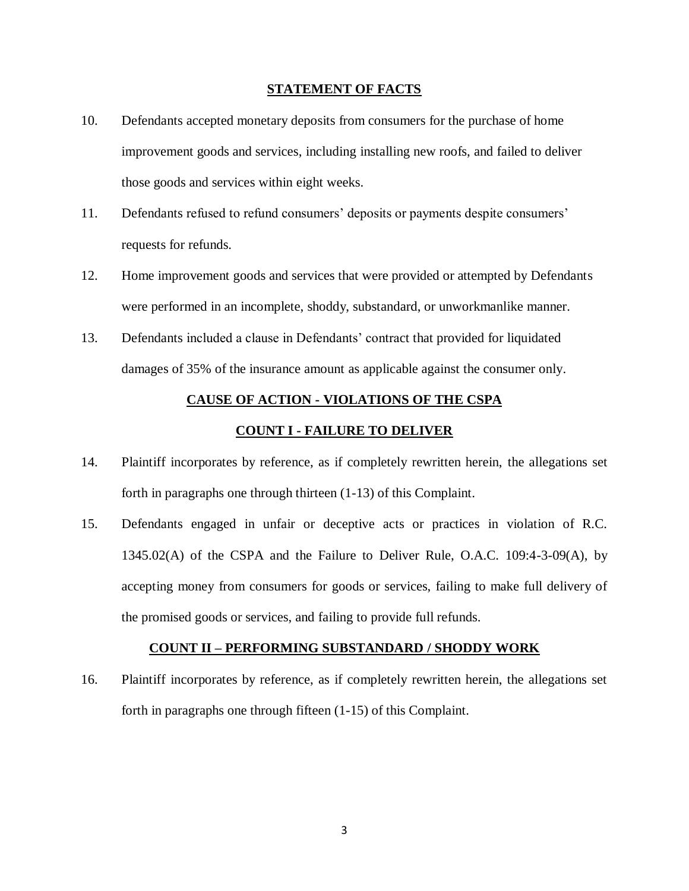## STATEMENT OF FACTS

10. Defendants accepted monetary deposits from consumers for the purchase of home improvement goods and services, including installing new roofs, and failed to deliver those goods and services within eight weeks.

11. Defendants refused to refund consumers' deposits or payments despite consumers' requests for refunds.

12. Home improvement goods and services that were provided or attempted by Defendants were performed in an incomplete, shoddy, substandard, or unworkmanlike manner.

13. Defendants included a clause in Defendants' contract that provided for liquidated damages of 35% of the insurance amount as applicable against the consumer only.

## CAUSE OF ACTION - VIOLATIONS OF THE CSPA

### COUNT I - FAILURE TO DELIVER

14. Plaintiff incorporates by reference, as if completely rewritten herein, the allegations set forth in paragraphs one through thirteen (1-13) of this Complaint.

15. Defendants engaged in unfair or deceptive acts or practices in violation of R.C. 1345.02(A) of the CSPA and the Failure to Deliver Rule, O.A.C. 109:4-3-09(A), by accepting money from consumers for goods or services, failing to make full delivery of the promised goods or services, and failing to provide full refunds.

### COUNT II – PERFORMING SUBSTANDARD / SHODDY WORK

16. Plaintiff incorporates by reference, as if completely rewritten herein, the allegations set forth in paragraphs one through fifteen (1-15) of this Complaint.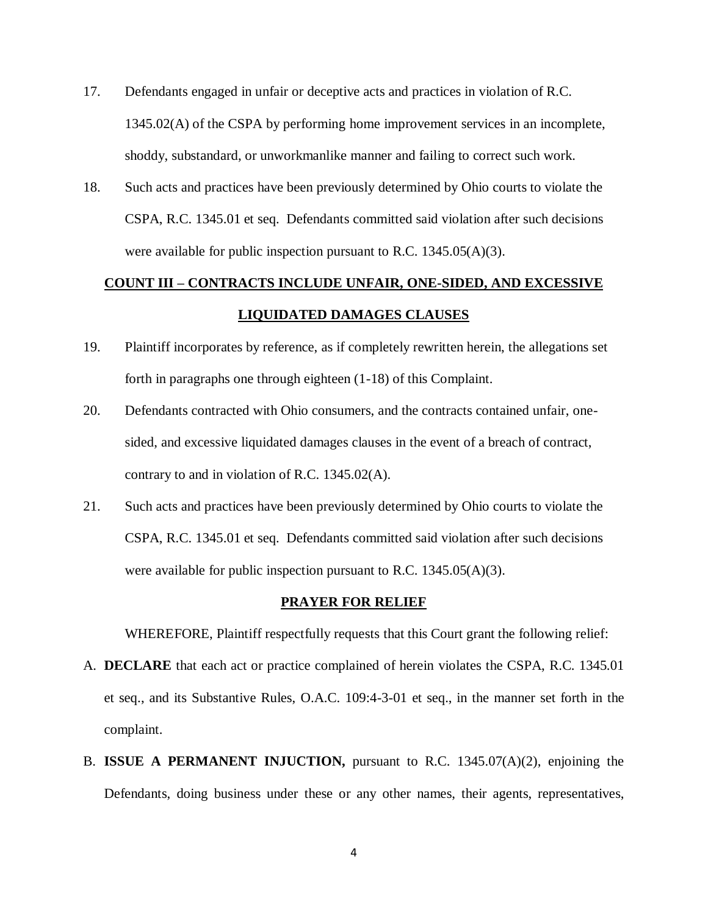17. Defendants engaged in unfair or deceptive acts and practices in violation of R.C. 1345.02(A) of the CSPA by performing home improvement services in an incomplete, shoddy, substandard, or unworkmanlike manner and failing to correct such work.

18. Such acts and practices have been previously determined by Ohio courts to violate the CSPA, R.C. 1345.01 et seq. Defendants committed said violation after such decisions were available for public inspection pursuant to R.C. 1345.05(A)(3).

## COUNT III – CONTRACTS INCLUDE UNFAIR, ONE-SIDED, AND EXCESSIVE LIQUIDATED DAMAGES CLAUSES

19. Plaintiff incorporates by reference, as if completely rewritten herein, the allegations set forth in paragraphs one through eighteen (1-18) of this Complaint.

20. Defendants contracted with Ohio consumers, and the contracts contained unfair, one-sided, and excessive liquidated damages clauses in the event of a breach of contract, contrary to and in violation of R.C. 1345.02(A).

21. Such acts and practices have been previously determined by Ohio courts to violate the CSPA, R.C. 1345.01 et seq. Defendants committed said violation after such decisions were available for public inspection pursuant to R.C. 1345.05(A)(3).

## PRAYER FOR RELIEF

WHEREFORE, Plaintiff respectfully requests that this Court grant the following relief:

A. **DECLARE** that each act or practice complained of herein violates the CSPA, R.C. 1345.01 et seq., and its Substantive Rules, O.A.C. 109:4-3-01 et seq., in the manner set forth in the complaint.

B. **ISSUE A PERMANENT INJUCTION,** pursuant to R.C. 1345.07(A)(2), enjoining the Defendants, doing business under these or any other names, their agents, representatives,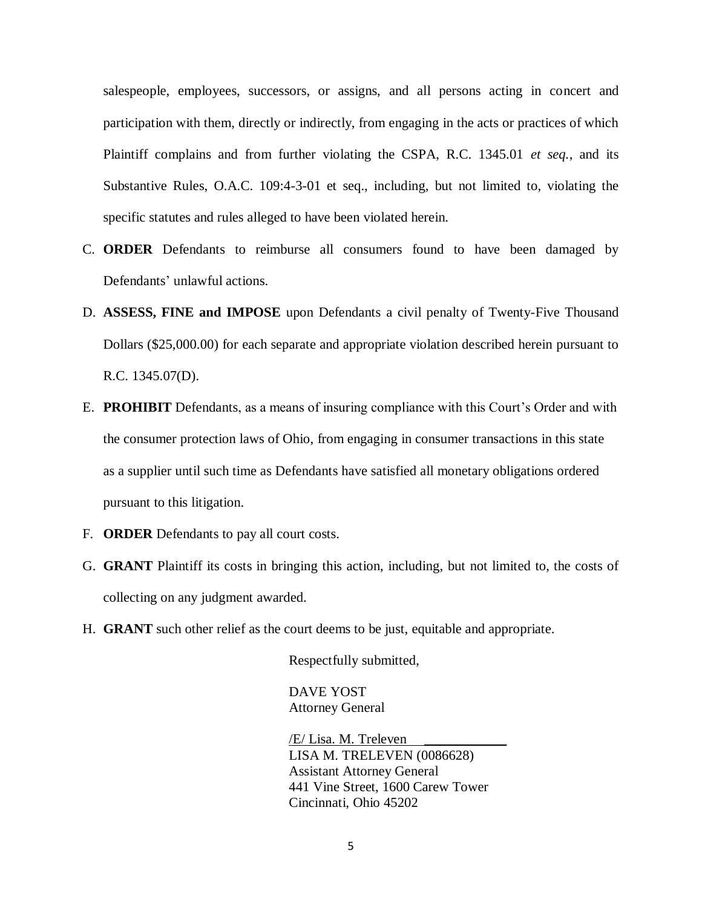salespeople, employees, successors, or assigns, and all persons acting in concert and participation with them, directly or indirectly, from engaging in the acts or practices of which Plaintiff complains and from further violating the CSPA, R.C. 1345.01 *et seq.*, and its Substantive Rules, O.A.C. 109:4-3-01 et seq., including, but not limited to, violating the specific statutes and rules alleged to have been violated herein.

C. **ORDER** Defendants to reimburse all consumers found to have been damaged by Defendants' unlawful actions.

D. **ASSESS, FINE and IMPOSE** upon Defendants a civil penalty of Twenty-Five Thousand Dollars ($25,000.00) for each separate and appropriate violation described herein pursuant to R.C. 1345.07(D).

E. **PROHIBIT** Defendants, as a means of insuring compliance with this Court's Order and with the consumer protection laws of Ohio, from engaging in consumer transactions in this state as a supplier until such time as Defendants have satisfied all monetary obligations ordered pursuant to this litigation.

F. **ORDER** Defendants to pay all court costs.

G. **GRANT** Plaintiff its costs in bringing this action, including, but not limited to, the costs of collecting on any judgment awarded.

H. **GRANT** such other relief as the court deems to be just, equitable and appropriate.

Respectfully submitted,

DAVE YOST
Attorney General

/E/ Lisa. M. Treleven
LISA M. TRELEVEN (0086628)
Assistant Attorney General
441 Vine Street, 1600 Carew Tower
Cincinnati, Ohio 45202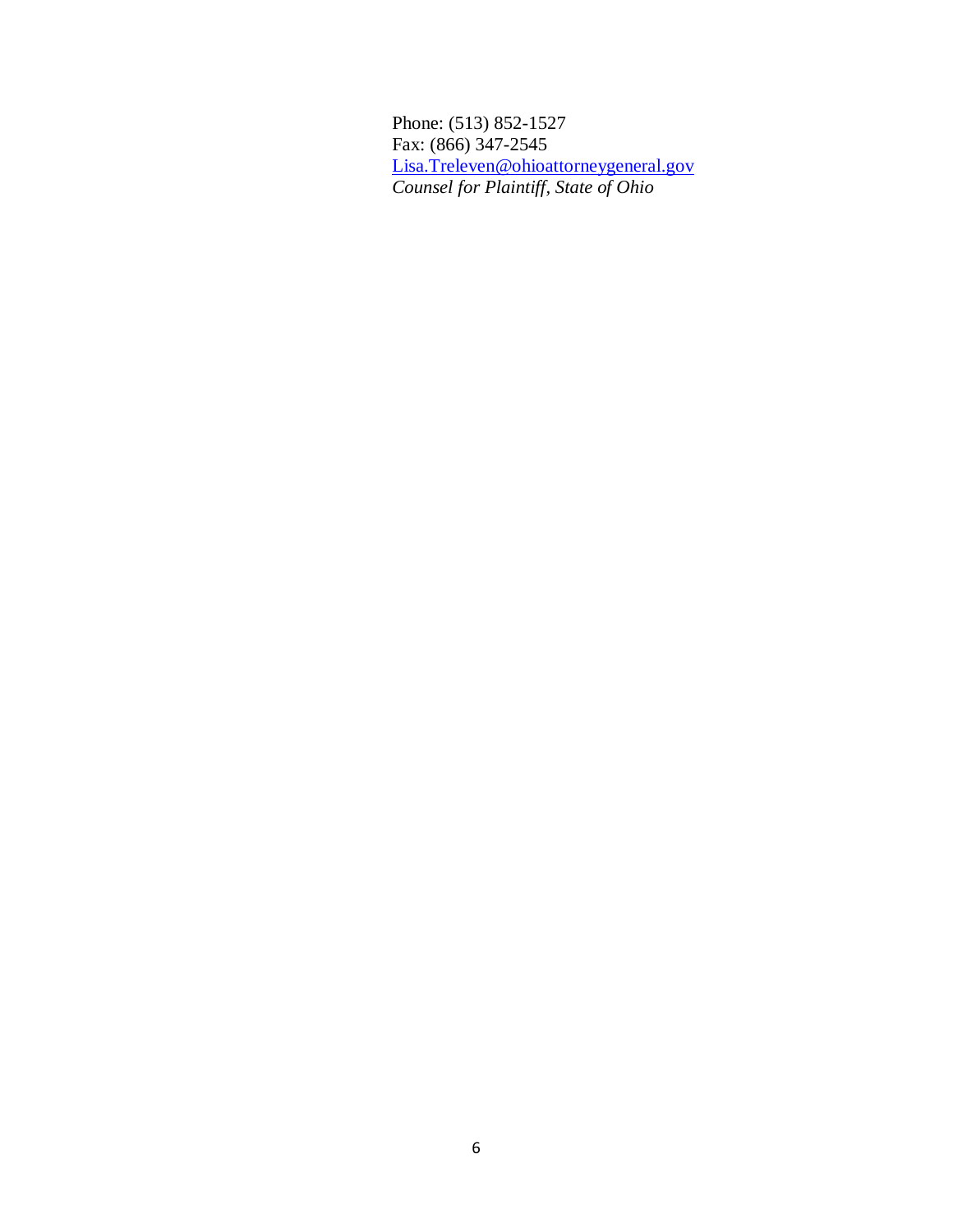Phone: (513) 852-1527
Fax: (866) 347-2545
Lisa.Treleven@ohioattorneygeneral.gov
*Counsel for Plaintiff, State of Ohio*